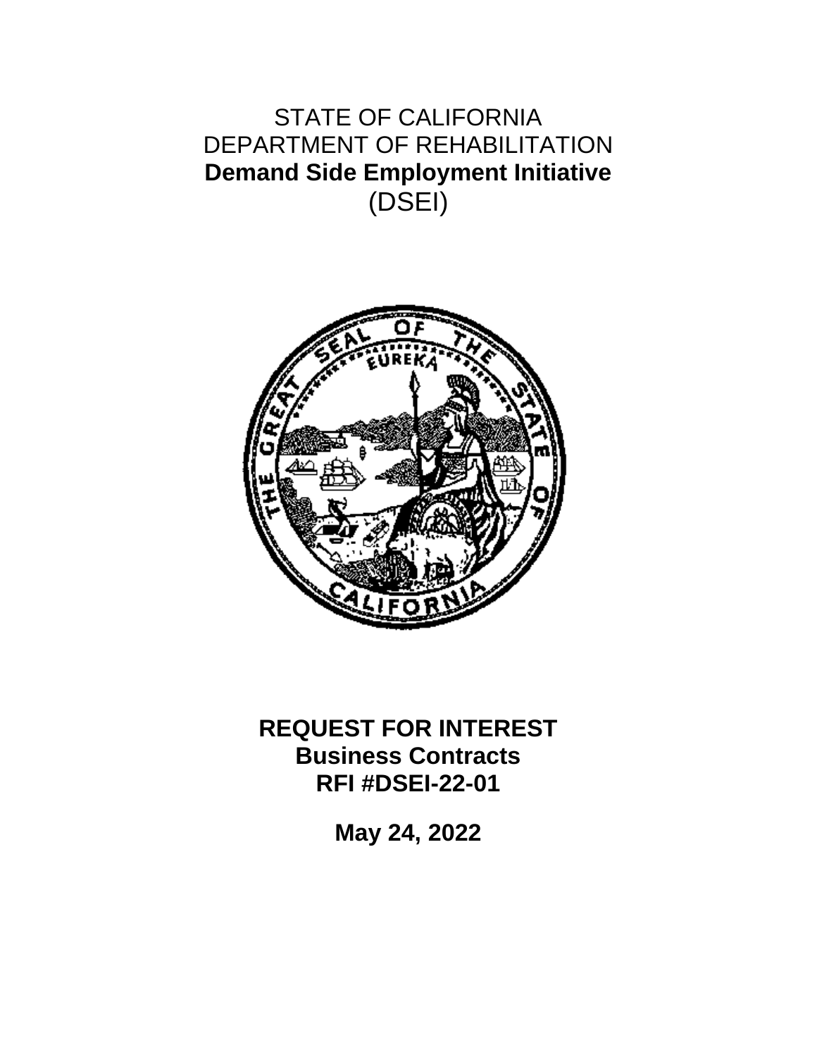# STATE OF CALIFORNIA
# DEPARTMENT OF REHABILITATION
# **Demand Side Employment Initiative**
# (DSEI)

## **REQUEST FOR INTEREST**
## **Business Contracts**
## **RFI #DSEI-22-01**

**May 24, 2022**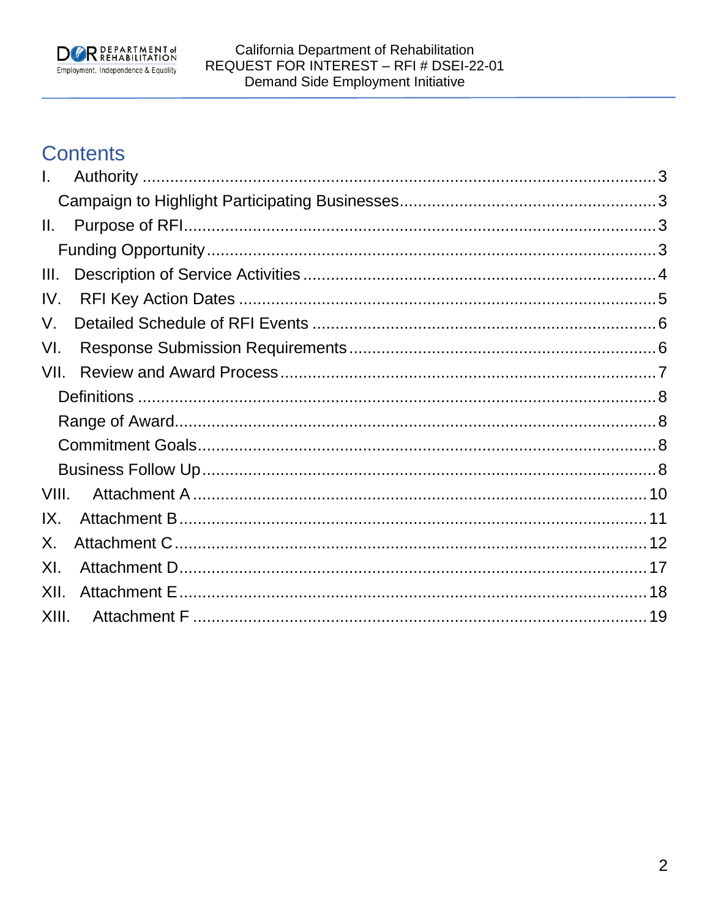# Contents

I. Authority ........................................................................................................ 3

  Campaign to Highlight Participating Businesses....................................................... 3

II. Purpose of RFI........................................................................................................ 3

  Funding Opportunity ................................................................................................. 3

III. Description of Service Activities ............................................................................ 4

IV. RFI Key Action Dates ............................................................................................ 5

V. Detailed Schedule of RFI Events ............................................................................ 6

VI. Response Submission Requirements .................................................................... 6

VII. Review and Award Process ................................................................................... 7

  Definitions ................................................................................................................ 8

  Range of Award......................................................................................................... 8

  Commitment Goals.................................................................................................... 8

  Business Follow Up.................................................................................................... 8

VIII. Attachment A ...................................................................................................... 10

IX. Attachment B........................................................................................................ 11

X. Attachment C.......................................................................................................... 12

XI. Attachment D........................................................................................................ 17

XII. Attachment E........................................................................................................ 18

XIII. Attachment F ...................................................................................................... 19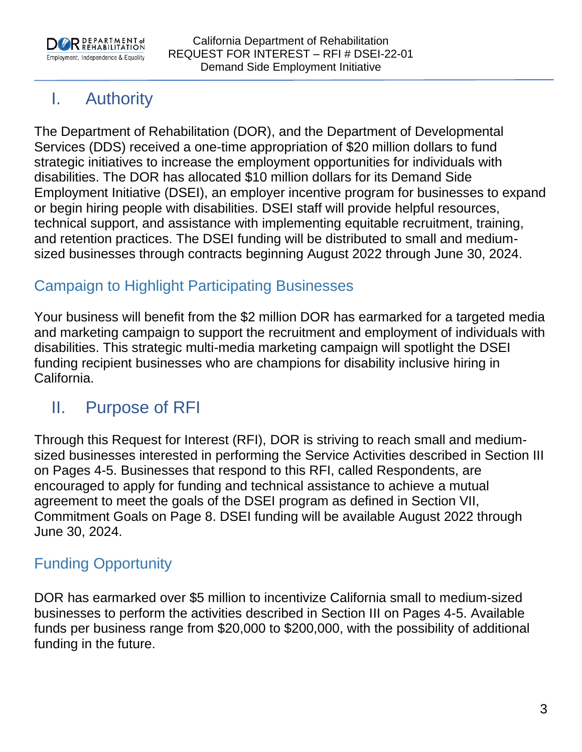# I. Authority

The Department of Rehabilitation (DOR), and the Department of Developmental Services (DDS) received a one-time appropriation of $20 million dollars to fund strategic initiatives to increase the employment opportunities for individuals with disabilities. The DOR has allocated $10 million dollars for its Demand Side Employment Initiative (DSEI), an employer incentive program for businesses to expand or begin hiring people with disabilities. DSEI staff will provide helpful resources, technical support, and assistance with implementing equitable recruitment, training, and retention practices. The DSEI funding will be distributed to small and medium-sized businesses through contracts beginning August 2022 through June 30, 2024.

## Campaign to Highlight Participating Businesses

Your business will benefit from the $2 million DOR has earmarked for a targeted media and marketing campaign to support the recruitment and employment of individuals with disabilities. This strategic multi-media marketing campaign will spotlight the DSEI funding recipient businesses who are champions for disability inclusive hiring in California.

# II. Purpose of RFI

Through this Request for Interest (RFI), DOR is striving to reach small and medium-sized businesses interested in performing the Service Activities described in Section III on Pages 4-5. Businesses that respond to this RFI, called Respondents, are encouraged to apply for funding and technical assistance to achieve a mutual agreement to meet the goals of the DSEI program as defined in Section VII, Commitment Goals on Page 8. DSEI funding will be available August 2022 through June 30, 2024.

## Funding Opportunity

DOR has earmarked over $5 million to incentivize California small to medium-sized businesses to perform the activities described in Section III on Pages 4-5. Available funds per business range from $20,000 to $200,000, with the possibility of additional funding in the future.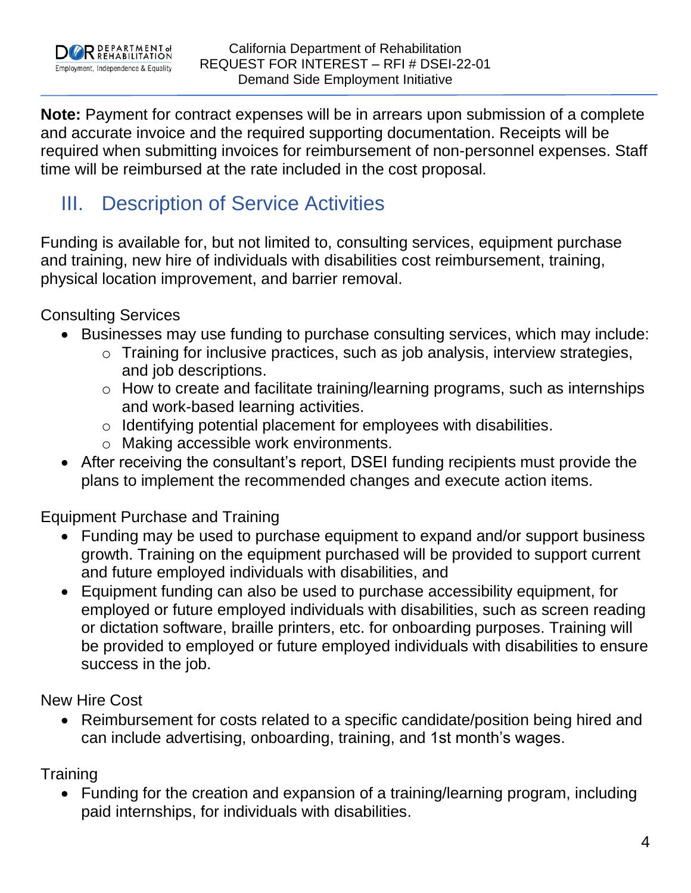**Note:** Payment for contract expenses will be in arrears upon submission of a complete and accurate invoice and the required supporting documentation. Receipts will be required when submitting invoices for reimbursement of non-personnel expenses. Staff time will be reimbursed at the rate included in the cost proposal.

## III. Description of Service Activities

Funding is available for, but not limited to, consulting services, equipment purchase and training, new hire of individuals with disabilities cost reimbursement, training, physical location improvement, and barrier removal.

Consulting Services

- Businesses may use funding to purchase consulting services, which may include:
  - Training for inclusive practices, such as job analysis, interview strategies, and job descriptions.
  - How to create and facilitate training/learning programs, such as internships and work-based learning activities.
  - Identifying potential placement for employees with disabilities.
  - Making accessible work environments.
- After receiving the consultant's report, DSEI funding recipients must provide the plans to implement the recommended changes and execute action items.

Equipment Purchase and Training

- Funding may be used to purchase equipment to expand and/or support business growth. Training on the equipment purchased will be provided to support current and future employed individuals with disabilities, and
- Equipment funding can also be used to purchase accessibility equipment, for employed or future employed individuals with disabilities, such as screen reading or dictation software, braille printers, etc. for onboarding purposes. Training will be provided to employed or future employed individuals with disabilities to ensure success in the job.

New Hire Cost

- Reimbursement for costs related to a specific candidate/position being hired and can include advertising, onboarding, training, and 1st month's wages.

Training

- Funding for the creation and expansion of a training/learning program, including paid internships, for individuals with disabilities.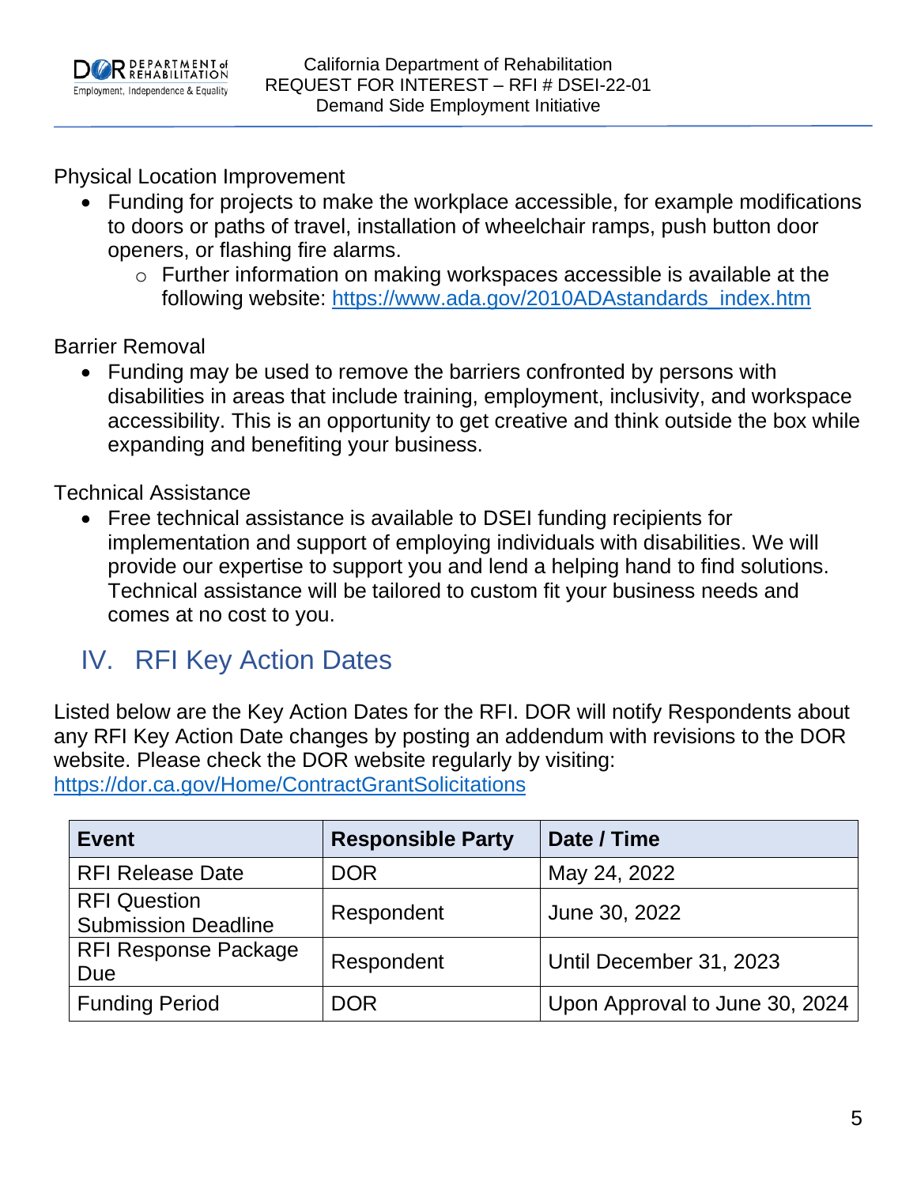Physical Location Improvement

- Funding for projects to make the workplace accessible, for example modifications to doors or paths of travel, installation of wheelchair ramps, push button door openers, or flashing fire alarms.
  - Further information on making workspaces accessible is available at the following website: https://www.ada.gov/2010ADAstandards_index.htm

Barrier Removal

- Funding may be used to remove the barriers confronted by persons with disabilities in areas that include training, employment, inclusivity, and workspace accessibility. This is an opportunity to get creative and think outside the box while expanding and benefiting your business.

Technical Assistance

- Free technical assistance is available to DSEI funding recipients for implementation and support of employing individuals with disabilities. We will provide our expertise to support you and lend a helping hand to find solutions. Technical assistance will be tailored to custom fit your business needs and comes at no cost to you.

## IV. RFI Key Action Dates

Listed below are the Key Action Dates for the RFI. DOR will notify Respondents about any RFI Key Action Date changes by posting an addendum with revisions to the DOR website. Please check the DOR website regularly by visiting: https://dor.ca.gov/Home/ContractGrantSolicitations

| Event | Responsible Party | Date / Time |
|---|---|---|
| RFI Release Date | DOR | May 24, 2022 |
| RFI Question Submission Deadline | Respondent | June 30, 2022 |
| RFI Response Package Due | Respondent | Until December 31, 2023 |
| Funding Period | DOR | Upon Approval to June 30, 2024 |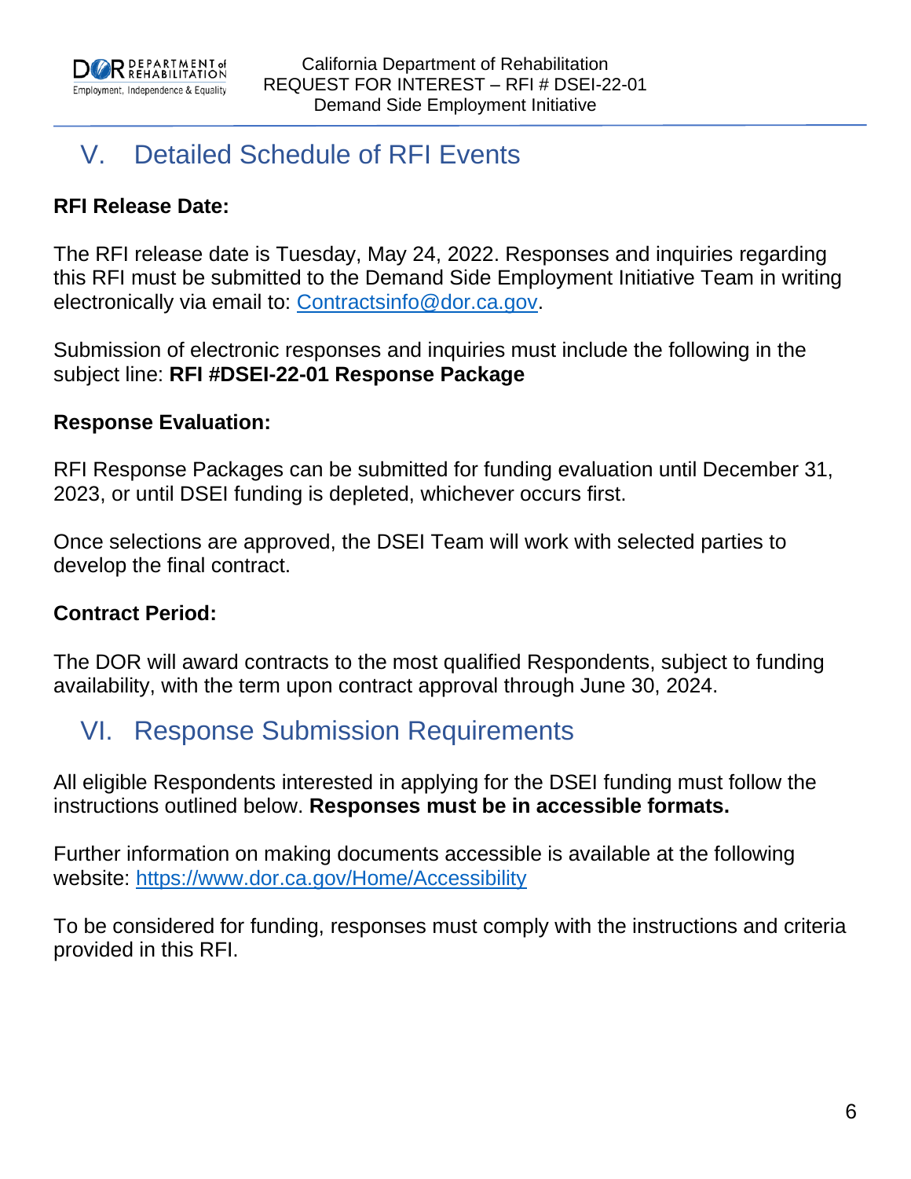## V. Detailed Schedule of RFI Events

**RFI Release Date:**

The RFI release date is Tuesday, May 24, 2022. Responses and inquiries regarding this RFI must be submitted to the Demand Side Employment Initiative Team in writing electronically via email to: [Contractsinfo@dor.ca.gov](mailto:Contractsinfo@dor.ca.gov).

Submission of electronic responses and inquiries must include the following in the subject line: **RFI #DSEI-22-01 Response Package**

**Response Evaluation:**

RFI Response Packages can be submitted for funding evaluation until December 31, 2023, or until DSEI funding is depleted, whichever occurs first.

Once selections are approved, the DSEI Team will work with selected parties to develop the final contract.

**Contract Period:**

The DOR will award contracts to the most qualified Respondents, subject to funding availability, with the term upon contract approval through June 30, 2024.

## VI. Response Submission Requirements

All eligible Respondents interested in applying for the DSEI funding must follow the instructions outlined below. **Responses must be in accessible formats.**

Further information on making documents accessible is available at the following website: [https://www.dor.ca.gov/Home/Accessibility](https://www.dor.ca.gov/Home/Accessibility)

To be considered for funding, responses must comply with the instructions and criteria provided in this RFI.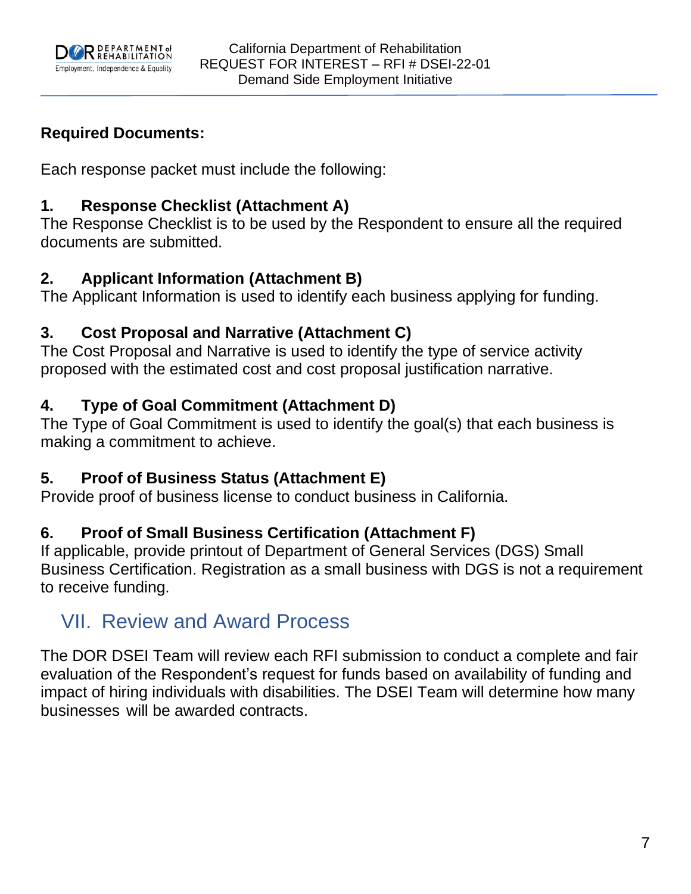**Required Documents:**

Each response packet must include the following:

### 1. Response Checklist (Attachment A)

The Response Checklist is to be used by the Respondent to ensure all the required documents are submitted.

### 2. Applicant Information (Attachment B)

The Applicant Information is used to identify each business applying for funding.

### 3. Cost Proposal and Narrative (Attachment C)

The Cost Proposal and Narrative is used to identify the type of service activity proposed with the estimated cost and cost proposal justification narrative.

### 4. Type of Goal Commitment (Attachment D)

The Type of Goal Commitment is used to identify the goal(s) that each business is making a commitment to achieve.

### 5. Proof of Business Status (Attachment E)

Provide proof of business license to conduct business in California.

### 6. Proof of Small Business Certification (Attachment F)

If applicable, provide printout of Department of General Services (DGS) Small Business Certification. Registration as a small business with DGS is not a requirement to receive funding.

## VII. Review and Award Process

The DOR DSEI Team will review each RFI submission to conduct a complete and fair evaluation of the Respondent's request for funds based on availability of funding and impact of hiring individuals with disabilities. The DSEI Team will determine how many businesses will be awarded contracts.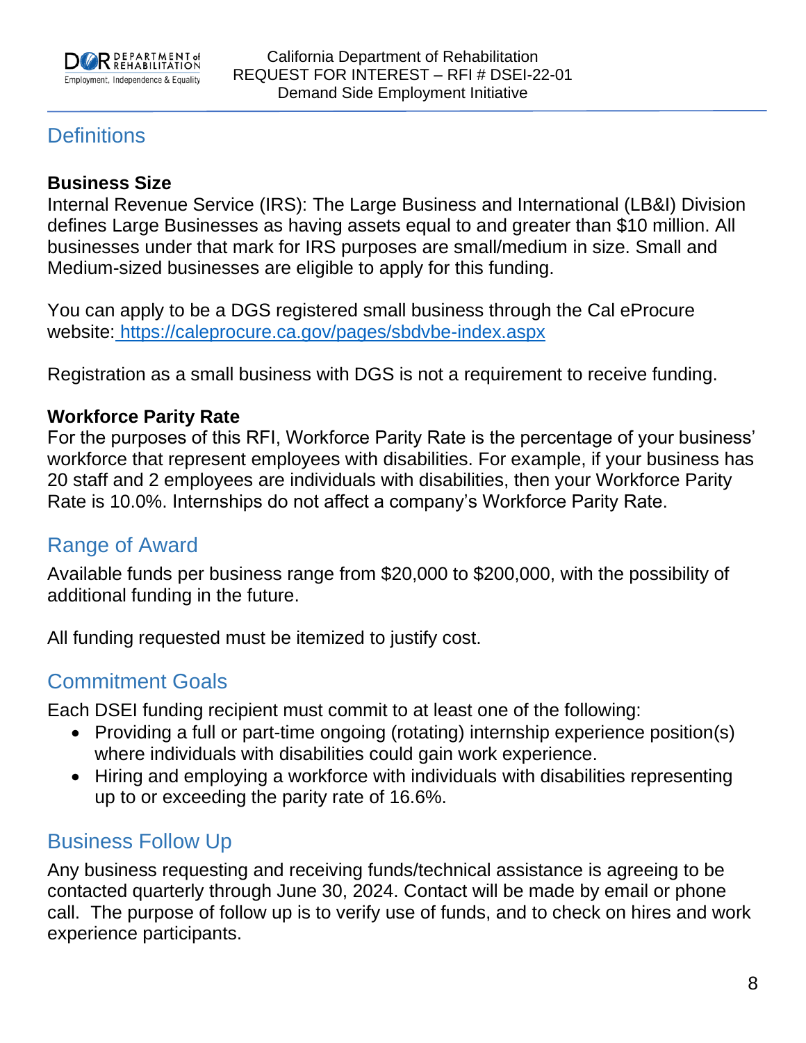## Definitions

### Business Size

Internal Revenue Service (IRS): The Large Business and International (LB&I) Division defines Large Businesses as having assets equal to and greater than $10 million. All businesses under that mark for IRS purposes are small/medium in size. Small and Medium-sized businesses are eligible to apply for this funding.

You can apply to be a DGS registered small business through the Cal eProcure website: [https://caleprocure.ca.gov/pages/sbdvbe-index.aspx](https://caleprocure.ca.gov/pages/sbdvbe-index.aspx)

Registration as a small business with DGS is not a requirement to receive funding.

### Workforce Parity Rate

For the purposes of this RFI, Workforce Parity Rate is the percentage of your business' workforce that represent employees with disabilities. For example, if your business has 20 staff and 2 employees are individuals with disabilities, then your Workforce Parity Rate is 10.0%. Internships do not affect a company's Workforce Parity Rate.

## Range of Award

Available funds per business range from $20,000 to $200,000, with the possibility of additional funding in the future.

All funding requested must be itemized to justify cost.

## Commitment Goals

Each DSEI funding recipient must commit to at least one of the following:

- Providing a full or part-time ongoing (rotating) internship experience position(s) where individuals with disabilities could gain work experience.
- Hiring and employing a workforce with individuals with disabilities representing up to or exceeding the parity rate of 16.6%.

## Business Follow Up

Any business requesting and receiving funds/technical assistance is agreeing to be contacted quarterly through June 30, 2024. Contact will be made by email or phone call. The purpose of follow up is to verify use of funds, and to check on hires and work experience participants.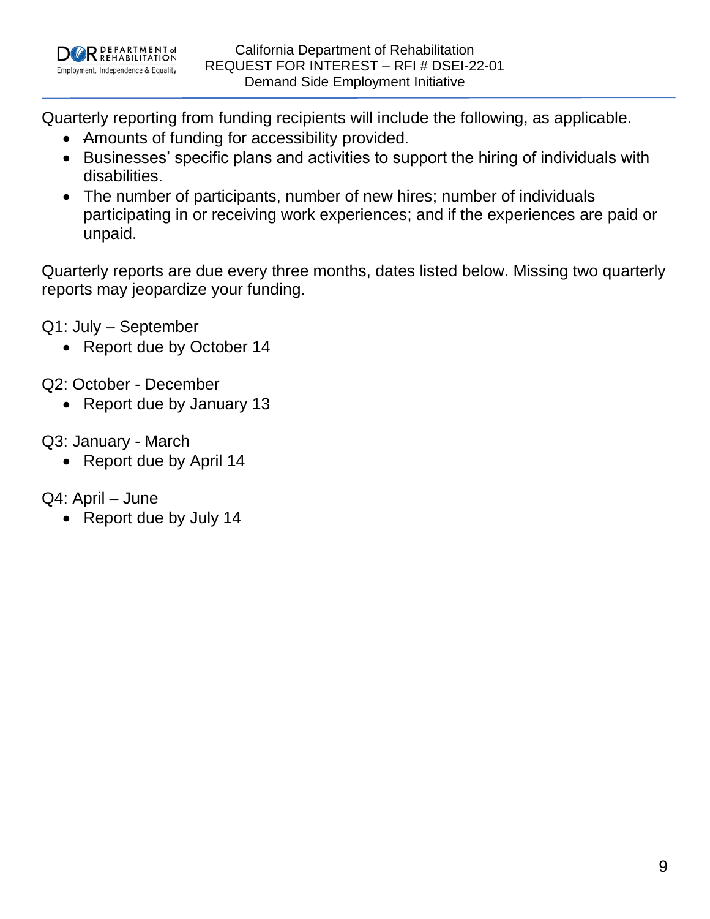Quarterly reporting from funding recipients will include the following, as applicable.

- Amounts of funding for accessibility provided.
- Businesses' specific plans and activities to support the hiring of individuals with disabilities.
- The number of participants, number of new hires; number of individuals participating in or receiving work experiences; and if the experiences are paid or unpaid.

Quarterly reports are due every three months, dates listed below. Missing two quarterly reports may jeopardize your funding.

Q1: July – September

- Report due by October 14

Q2: October - December

- Report due by January 13

Q3: January - March

- Report due by April 14

Q4: April – June

- Report due by July 14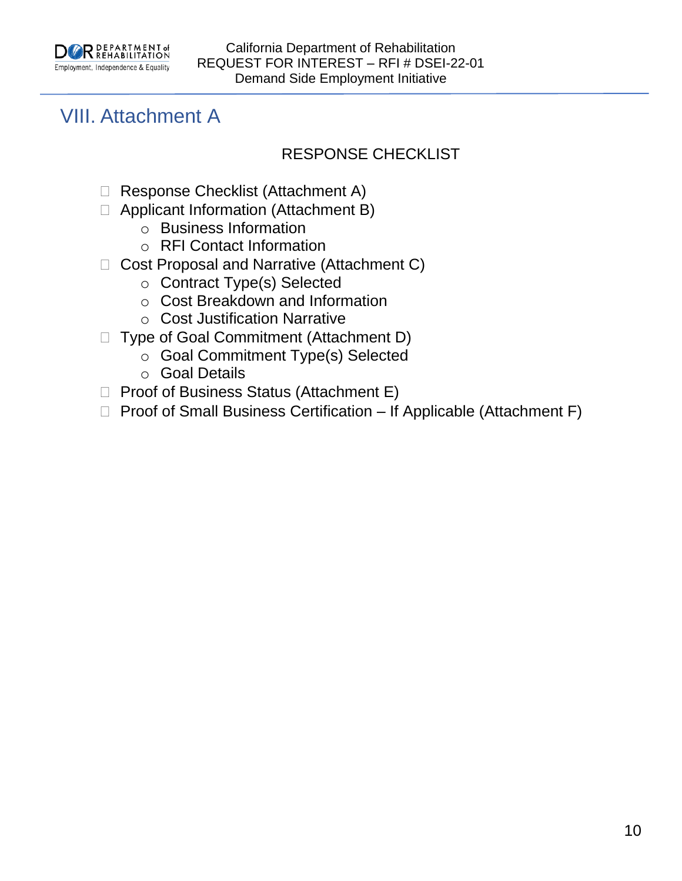## VIII. Attachment A

RESPONSE CHECKLIST

- ☐ Response Checklist (Attachment A)
- ☐ Applicant Information (Attachment B)
  - Business Information
  - RFI Contact Information
- ☐ Cost Proposal and Narrative (Attachment C)
  - Contract Type(s) Selected
  - Cost Breakdown and Information
  - Cost Justification Narrative
- ☐ Type of Goal Commitment (Attachment D)
  - Goal Commitment Type(s) Selected
  - Goal Details
- ☐ Proof of Business Status (Attachment E)
- ☐ Proof of Small Business Certification – If Applicable (Attachment F)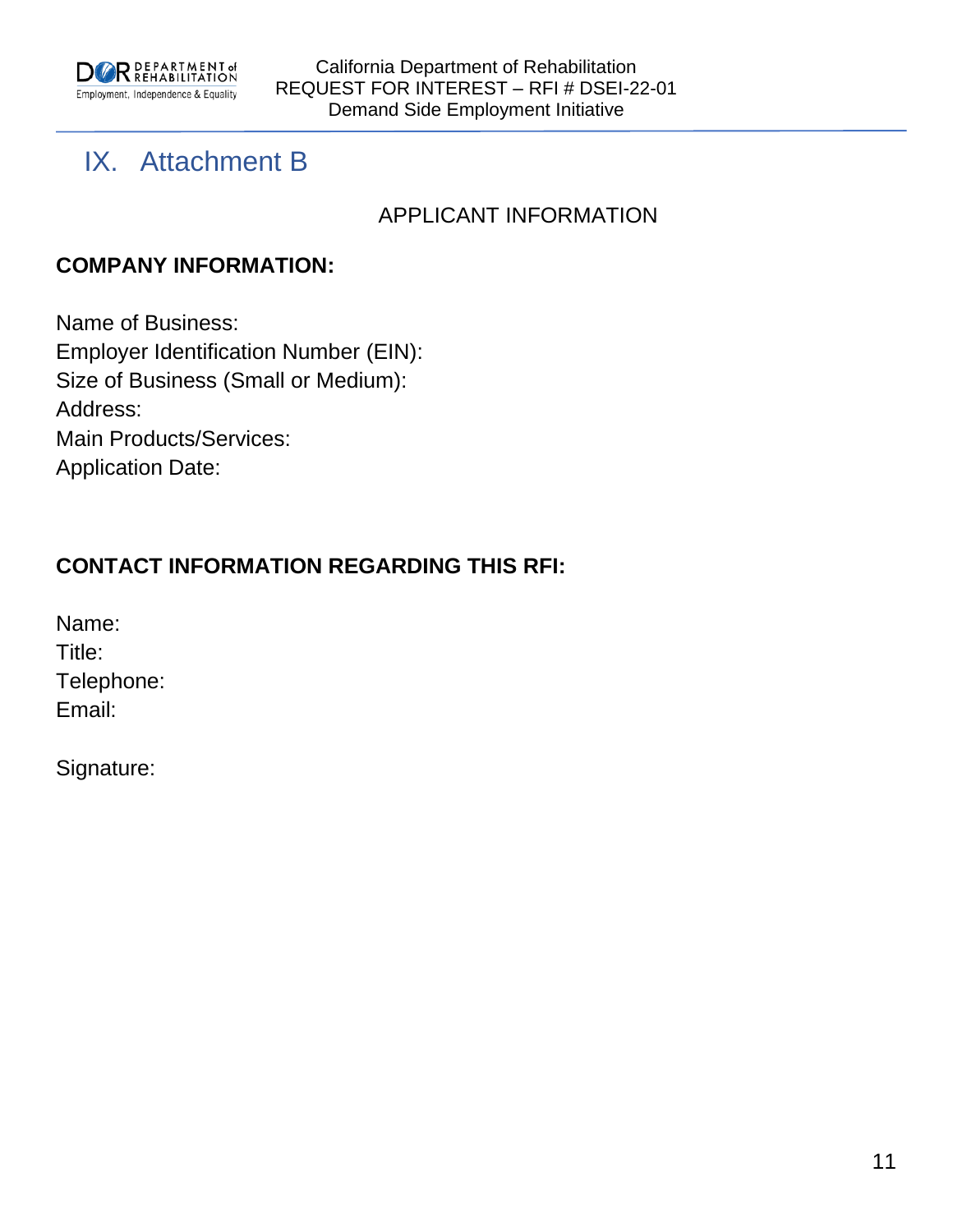# IX. Attachment B

APPLICANT INFORMATION

**COMPANY INFORMATION:**

Name of Business:
Employer Identification Number (EIN):
Size of Business (Small or Medium):
Address:
Main Products/Services:
Application Date:

**CONTACT INFORMATION REGARDING THIS RFI:**

Name:
Title:
Telephone:
Email:

Signature: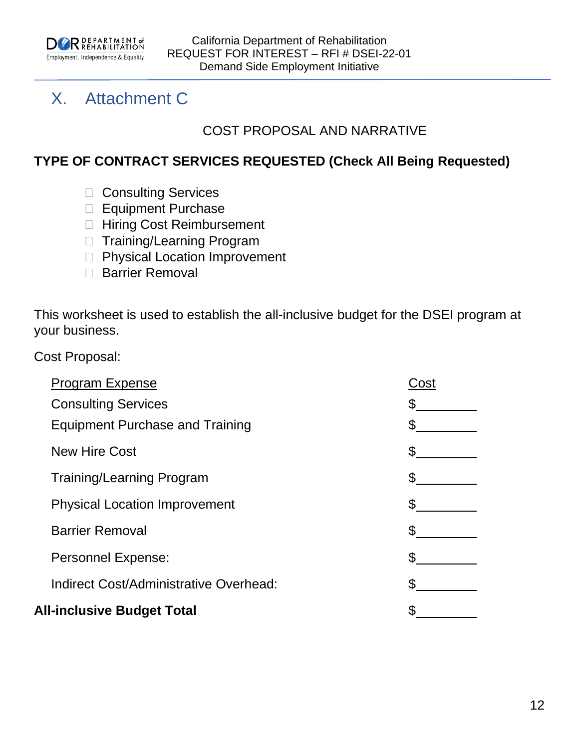# X. Attachment C

COST PROPOSAL AND NARRATIVE

**TYPE OF CONTRACT SERVICES REQUESTED (Check All Being Requested)**

- ☐ Consulting Services
- ☐ Equipment Purchase
- ☐ Hiring Cost Reimbursement
- ☐ Training/Learning Program
- ☐ Physical Location Improvement
- ☐ Barrier Removal

This worksheet is used to establish the all-inclusive budget for the DSEI program at your business.

Cost Proposal:

| Program Expense | Cost |
|---|---|
| Consulting Services | $________ |
| Equipment Purchase and Training | $________ |
| New Hire Cost | $________ |
| Training/Learning Program | $________ |
| Physical Location Improvement | $________ |
| Barrier Removal | $________ |
| Personnel Expense: | $________ |
| Indirect Cost/Administrative Overhead: | $________ |
| **All-inclusive Budget Total** | $________ |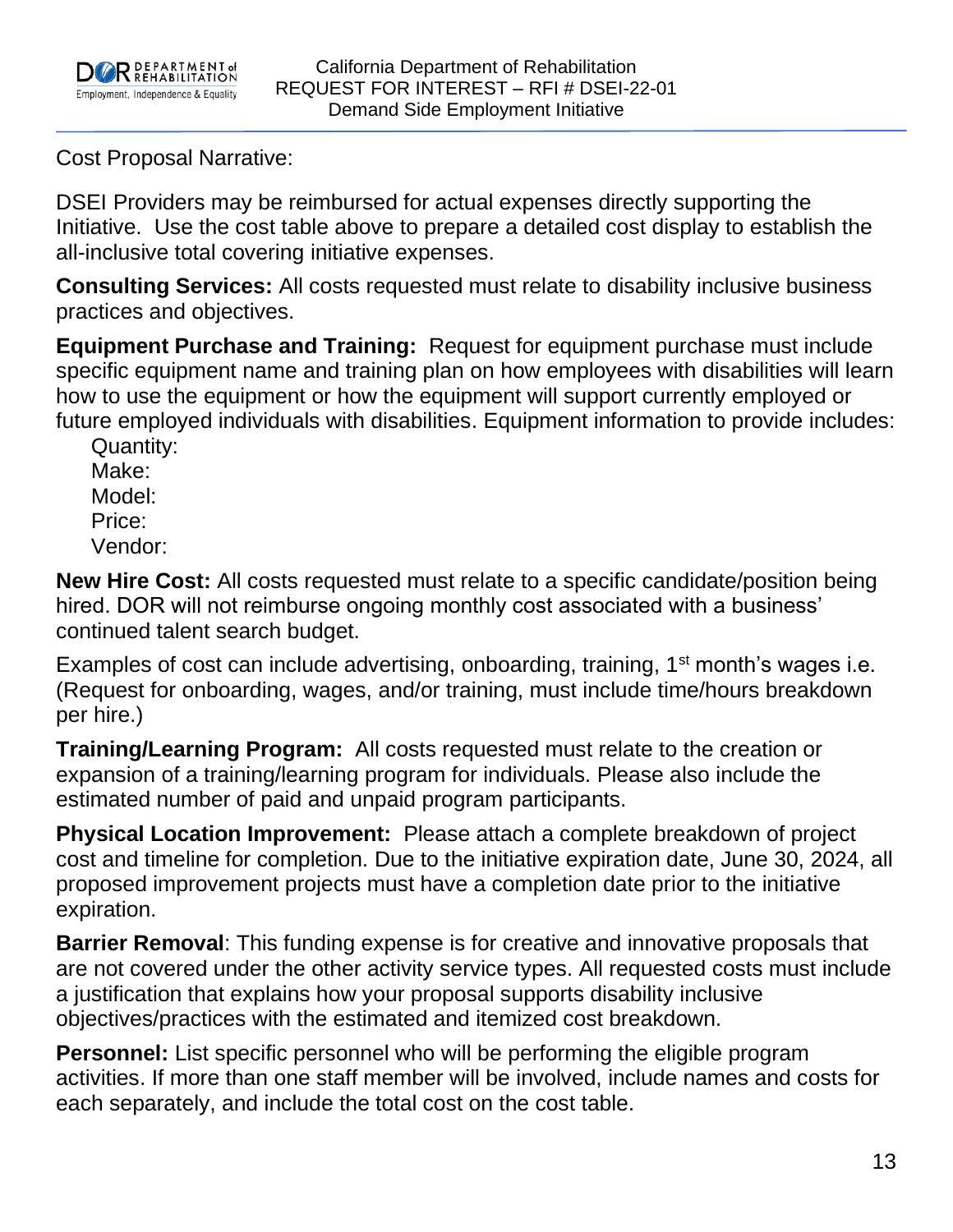Cost Proposal Narrative:

DSEI Providers may be reimbursed for actual expenses directly supporting the Initiative. Use the cost table above to prepare a detailed cost display to establish the all-inclusive total covering initiative expenses.

**Consulting Services:** All costs requested must relate to disability inclusive business practices and objectives.

**Equipment Purchase and Training:** Request for equipment purchase must include specific equipment name and training plan on how employees with disabilities will learn how to use the equipment or how the equipment will support currently employed or future employed individuals with disabilities. Equipment information to provide includes:

- Quantity:
- Make:
- Model:
- Price:
- Vendor:

**New Hire Cost:** All costs requested must relate to a specific candidate/position being hired. DOR will not reimburse ongoing monthly cost associated with a business' continued talent search budget.

Examples of cost can include advertising, onboarding, training, 1st month's wages i.e. (Request for onboarding, wages, and/or training, must include time/hours breakdown per hire.)

**Training/Learning Program:** All costs requested must relate to the creation or expansion of a training/learning program for individuals. Please also include the estimated number of paid and unpaid program participants.

**Physical Location Improvement:** Please attach a complete breakdown of project cost and timeline for completion. Due to the initiative expiration date, June 30, 2024, all proposed improvement projects must have a completion date prior to the initiative expiration.

**Barrier Removal**: This funding expense is for creative and innovative proposals that are not covered under the other activity service types. All requested costs must include a justification that explains how your proposal supports disability inclusive objectives/practices with the estimated and itemized cost breakdown.

**Personnel:** List specific personnel who will be performing the eligible program activities. If more than one staff member will be involved, include names and costs for each separately, and include the total cost on the cost table.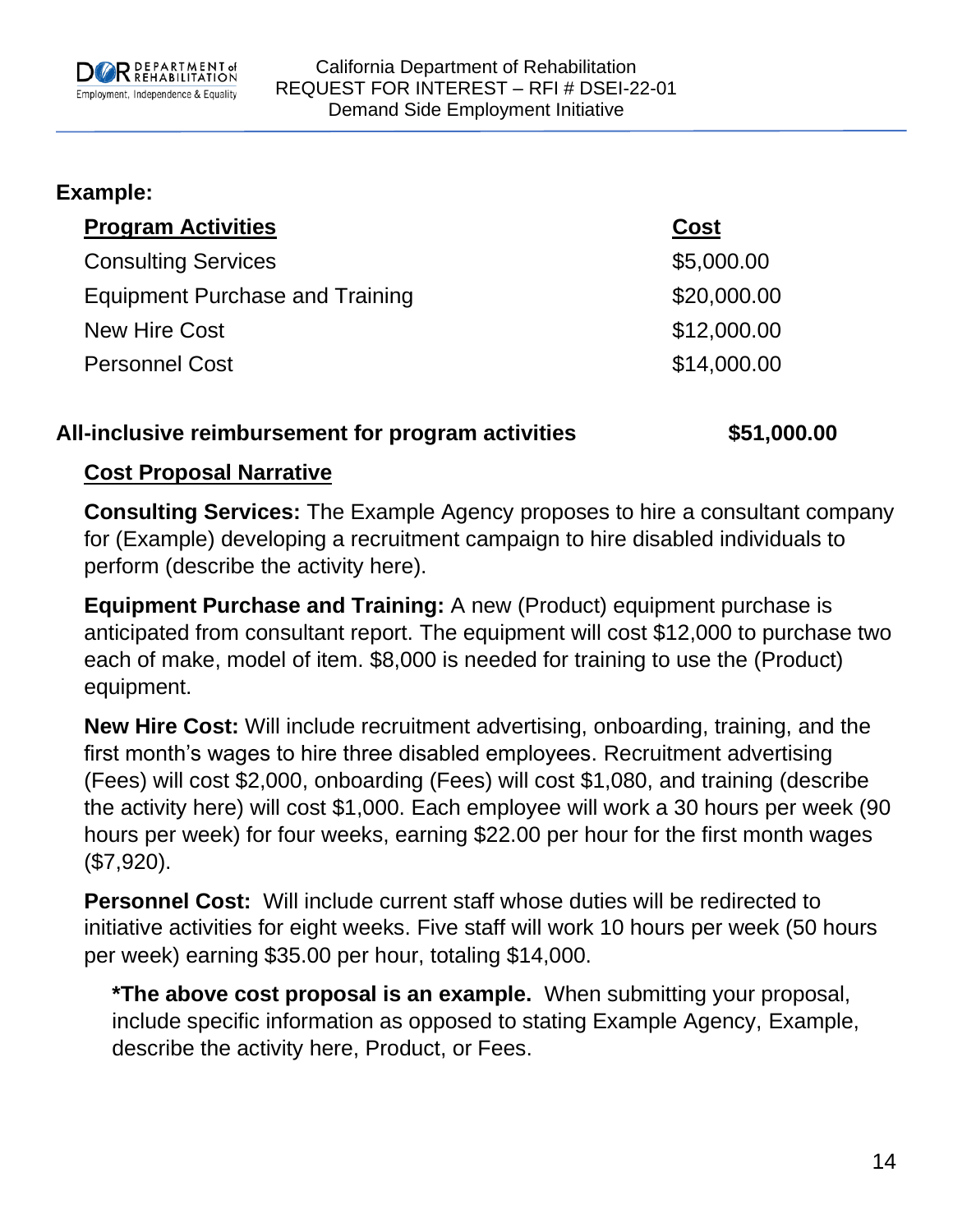**Example:**

| **Program Activities** | **Cost** |
|---|---|
| Consulting Services | $5,000.00 |
| Equipment Purchase and Training | $20,000.00 |
| New Hire Cost | $12,000.00 |
| Personnel Cost | $14,000.00 |

**All-inclusive reimbursement for program activities $51,000.00**

**Cost Proposal Narrative**

**Consulting Services:** The Example Agency proposes to hire a consultant company for (Example) developing a recruitment campaign to hire disabled individuals to perform (describe the activity here).

**Equipment Purchase and Training:** A new (Product) equipment purchase is anticipated from consultant report. The equipment will cost $12,000 to purchase two each of make, model of item. $8,000 is needed for training to use the (Product) equipment.

**New Hire Cost:** Will include recruitment advertising, onboarding, training, and the first month's wages to hire three disabled employees. Recruitment advertising (Fees) will cost $2,000, onboarding (Fees) will cost $1,080, and training (describe the activity here) will cost $1,000. Each employee will work a 30 hours per week (90 hours per week) for four weeks, earning $22.00 per hour for the first month wages ($7,920).

**Personnel Cost:** Will include current staff whose duties will be redirected to initiative activities for eight weeks. Five staff will work 10 hours per week (50 hours per week) earning $35.00 per hour, totaling $14,000.

**\*The above cost proposal is an example.** When submitting your proposal, include specific information as opposed to stating Example Agency, Example, describe the activity here, Product, or Fees.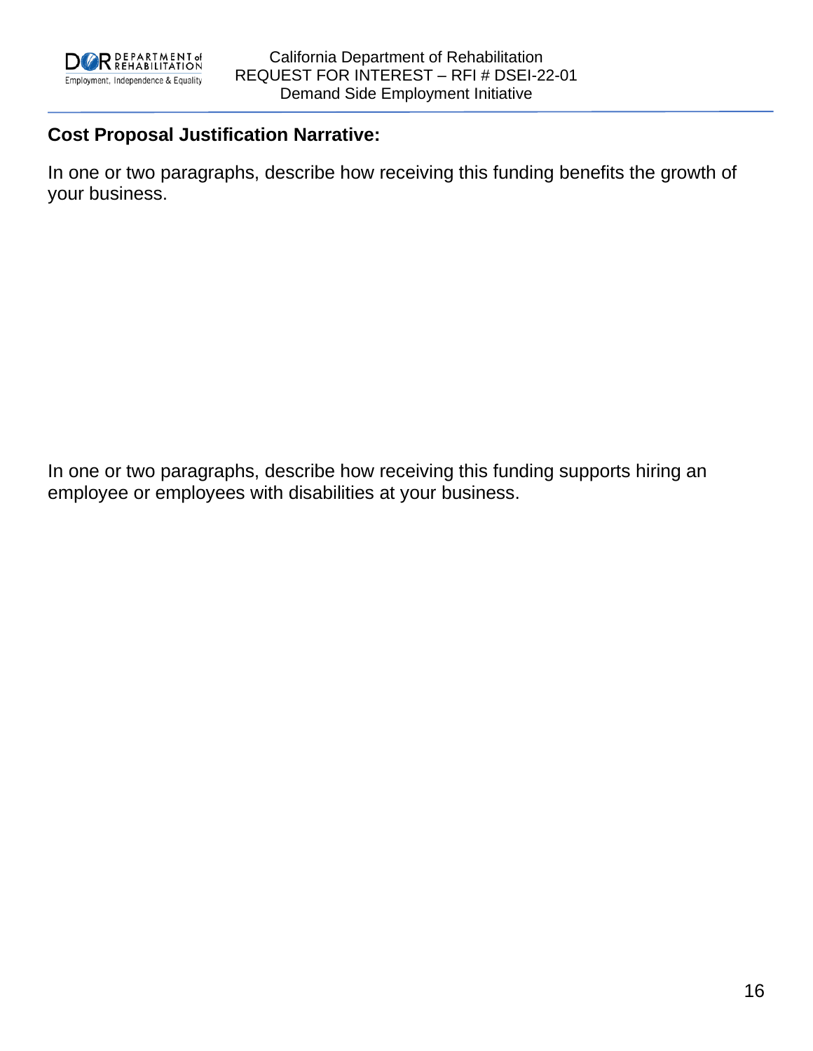**Cost Proposal Justification Narrative:**

In one or two paragraphs, describe how receiving this funding benefits the growth of your business.

In one or two paragraphs, describe how receiving this funding supports hiring an employee or employees with disabilities at your business.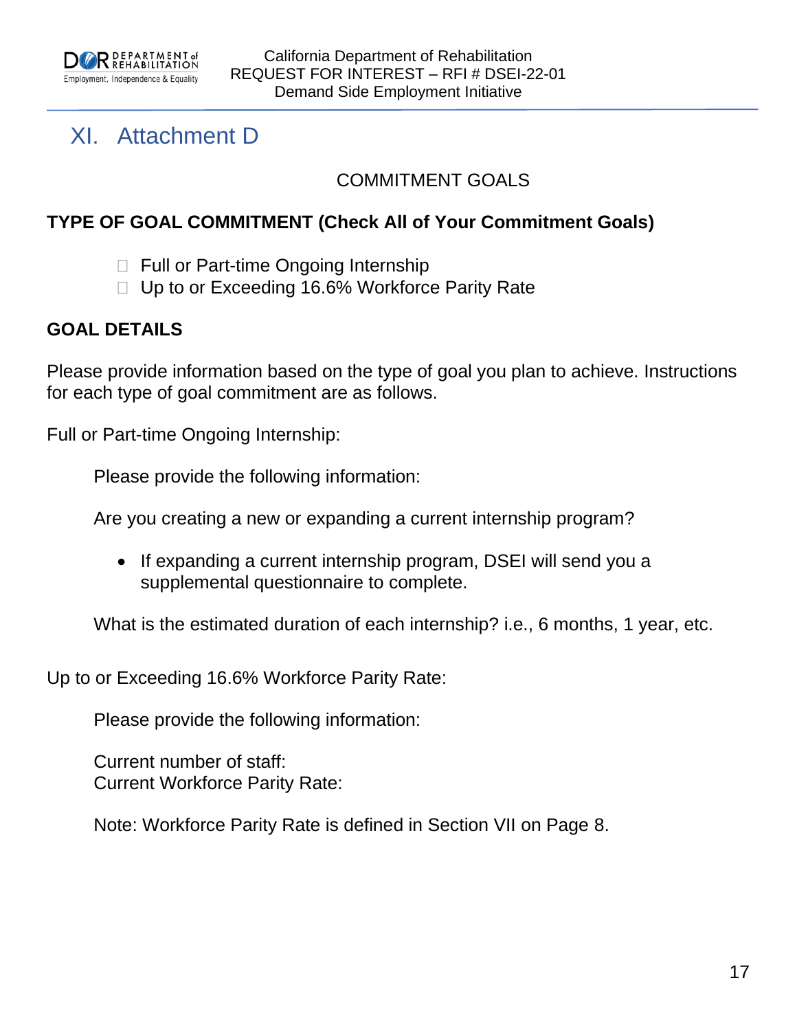# XI. Attachment D

COMMITMENT GOALS

**TYPE OF GOAL COMMITMENT (Check All of Your Commitment Goals)**

- ☐ Full or Part-time Ongoing Internship
- ☐ Up to or Exceeding 16.6% Workforce Parity Rate

**GOAL DETAILS**

Please provide information based on the type of goal you plan to achieve. Instructions for each type of goal commitment are as follows.

Full or Part-time Ongoing Internship:

Please provide the following information:

Are you creating a new or expanding a current internship program?

- If expanding a current internship program, DSEI will send you a supplemental questionnaire to complete.

What is the estimated duration of each internship? i.e., 6 months, 1 year, etc.

Up to or Exceeding 16.6% Workforce Parity Rate:

Please provide the following information:

Current number of staff:
Current Workforce Parity Rate:

Note: Workforce Parity Rate is defined in Section VII on Page 8.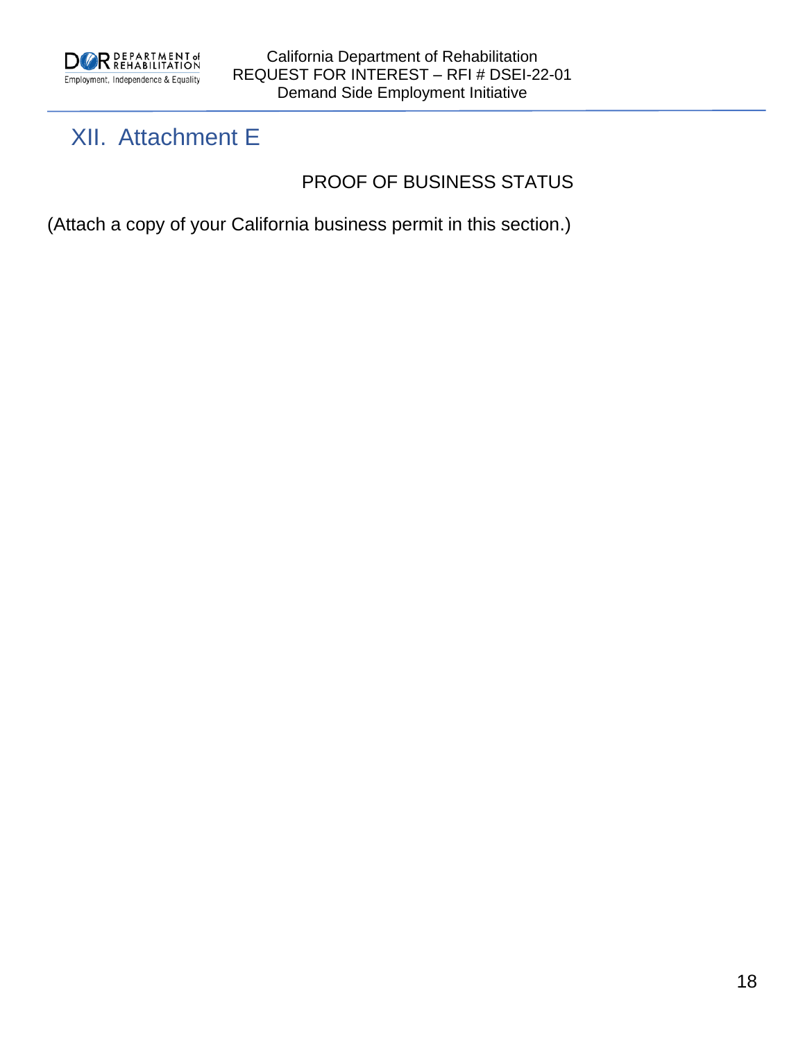# XII. Attachment E

PROOF OF BUSINESS STATUS

(Attach a copy of your California business permit in this section.)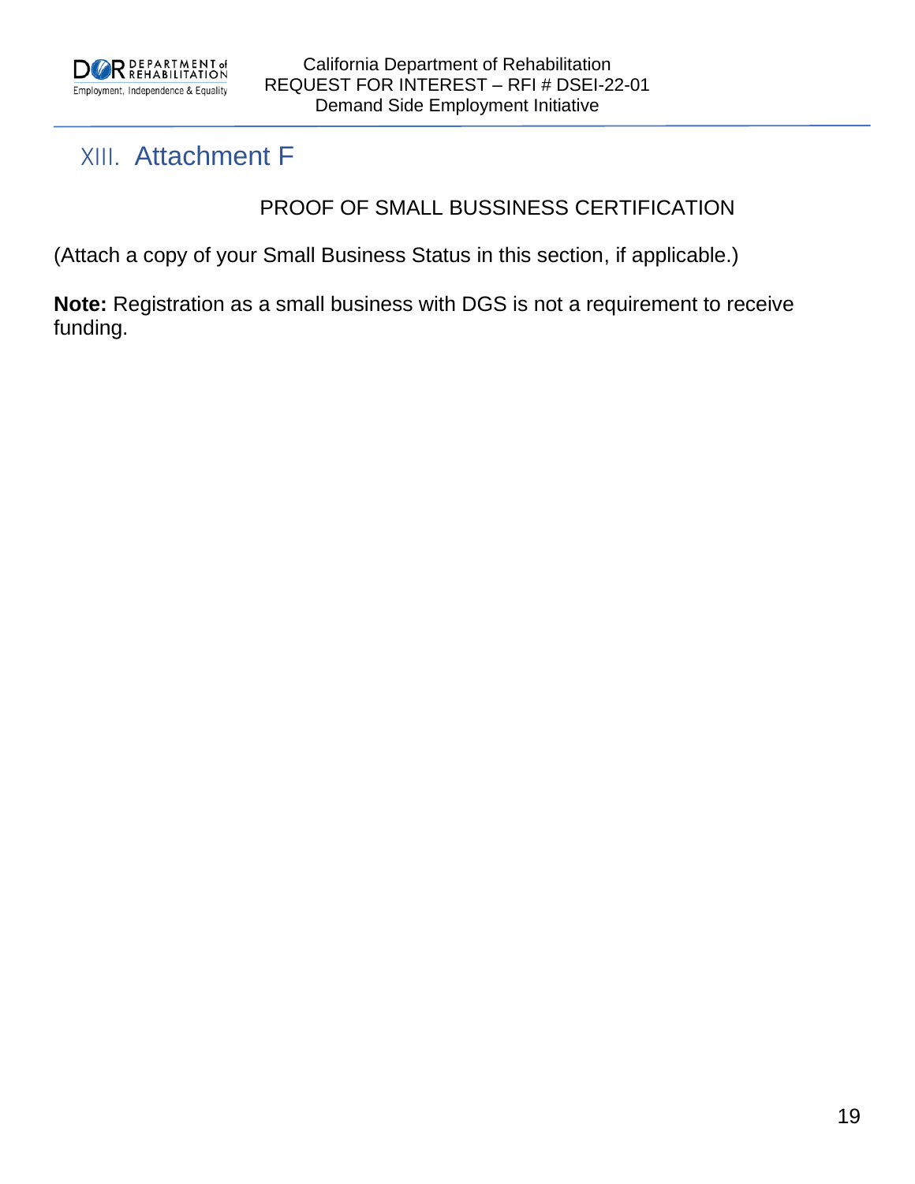## XIII. Attachment F

PROOF OF SMALL BUSSINESS CERTIFICATION

(Attach a copy of your Small Business Status in this section, if applicable.)

**Note:** Registration as a small business with DGS is not a requirement to receive funding.